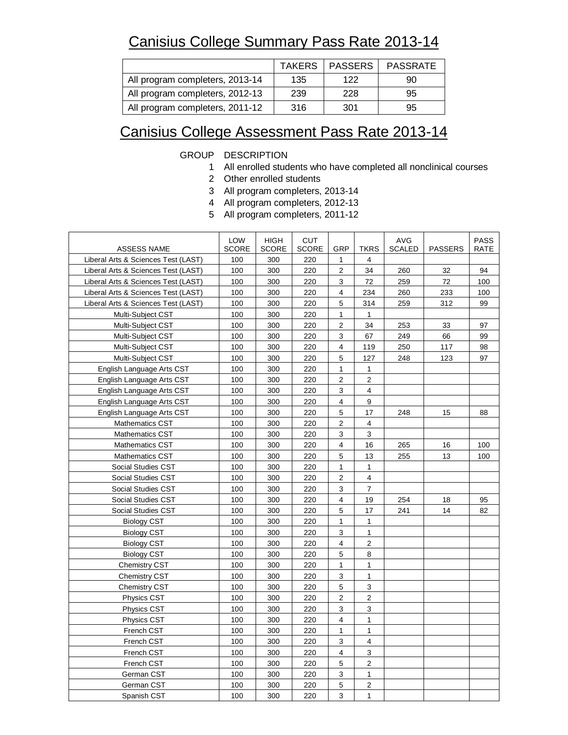# Canisius College Summary Pass Rate 2013-14

| | TAKERS | PASSERS | PASSRATE |
|---|---|---|---|
| All program completers, 2013-14 | 135 | 122 | 90 |
| All program completers, 2012-13 | 239 | 228 | 95 |
| All program completers, 2011-12 | 316 | 301 | 95 |

# Canisius College Assessment Pass Rate 2013-14

| GROUP | DESCRIPTION |
|---|---|
| 1 | All enrolled students who have completed all nonclinical courses |
| 2 | Other enrolled students |
| 3 | All program completers, 2013-14 |
| 4 | All program completers, 2012-13 |
| 5 | All program completers, 2011-12 |

| ASSESS NAME | LOW SCORE | HIGH SCORE | CUT SCORE | GRP | TKRS | AVG SCALED | PASSERS | PASS RATE |
|---|---|---|---|---|---|---|---|---|
| Liberal Arts & Sciences Test (LAST) | 100 | 300 | 220 | 1 | 4 | | | |
| Liberal Arts & Sciences Test (LAST) | 100 | 300 | 220 | 2 | 34 | 260 | 32 | 94 |
| Liberal Arts & Sciences Test (LAST) | 100 | 300 | 220 | 3 | 72 | 259 | 72 | 100 |
| Liberal Arts & Sciences Test (LAST) | 100 | 300 | 220 | 4 | 234 | 260 | 233 | 100 |
| Liberal Arts & Sciences Test (LAST) | 100 | 300 | 220 | 5 | 314 | 259 | 312 | 99 |
| Multi-Subject CST | 100 | 300 | 220 | 1 | 1 | | | |
| Multi-Subject CST | 100 | 300 | 220 | 2 | 34 | 253 | 33 | 97 |
| Multi-Subject CST | 100 | 300 | 220 | 3 | 67 | 249 | 66 | 99 |
| Multi-Subject CST | 100 | 300 | 220 | 4 | 119 | 250 | 117 | 98 |
| Multi-Subject CST | 100 | 300 | 220 | 5 | 127 | 248 | 123 | 97 |
| English Language Arts CST | 100 | 300 | 220 | 1 | 1 | | | |
| English Language Arts CST | 100 | 300 | 220 | 2 | 2 | | | |
| English Language Arts CST | 100 | 300 | 220 | 3 | 4 | | | |
| English Language Arts CST | 100 | 300 | 220 | 4 | 9 | | | |
| English Language Arts CST | 100 | 300 | 220 | 5 | 17 | 248 | 15 | 88 |
| Mathematics CST | 100 | 300 | 220 | 2 | 4 | | | |
| Mathematics CST | 100 | 300 | 220 | 3 | 3 | | | |
| Mathematics CST | 100 | 300 | 220 | 4 | 16 | 265 | 16 | 100 |
| Mathematics CST | 100 | 300 | 220 | 5 | 13 | 255 | 13 | 100 |
| Social Studies CST | 100 | 300 | 220 | 1 | 1 | | | |
| Social Studies CST | 100 | 300 | 220 | 2 | 4 | | | |
| Social Studies CST | 100 | 300 | 220 | 3 | 7 | | | |
| Social Studies CST | 100 | 300 | 220 | 4 | 19 | 254 | 18 | 95 |
| Social Studies CST | 100 | 300 | 220 | 5 | 17 | 241 | 14 | 82 |
| Biology CST | 100 | 300 | 220 | 1 | 1 | | | |
| Biology CST | 100 | 300 | 220 | 3 | 1 | | | |
| Biology CST | 100 | 300 | 220 | 4 | 2 | | | |
| Biology CST | 100 | 300 | 220 | 5 | 8 | | | |
| Chemistry CST | 100 | 300 | 220 | 1 | 1 | | | |
| Chemistry CST | 100 | 300 | 220 | 3 | 1 | | | |
| Chemistry CST | 100 | 300 | 220 | 5 | 3 | | | |
| Physics CST | 100 | 300 | 220 | 2 | 2 | | | |
| Physics CST | 100 | 300 | 220 | 3 | 3 | | | |
| Physics CST | 100 | 300 | 220 | 4 | 1 | | | |
| French CST | 100 | 300 | 220 | 1 | 1 | | | |
| French CST | 100 | 300 | 220 | 3 | 4 | | | |
| French CST | 100 | 300 | 220 | 4 | 3 | | | |
| French CST | 100 | 300 | 220 | 5 | 2 | | | |
| German CST | 100 | 300 | 220 | 3 | 1 | | | |
| German CST | 100 | 300 | 220 | 5 | 2 | | | |
| Spanish CST | 100 | 300 | 220 | 3 | 1 | | | |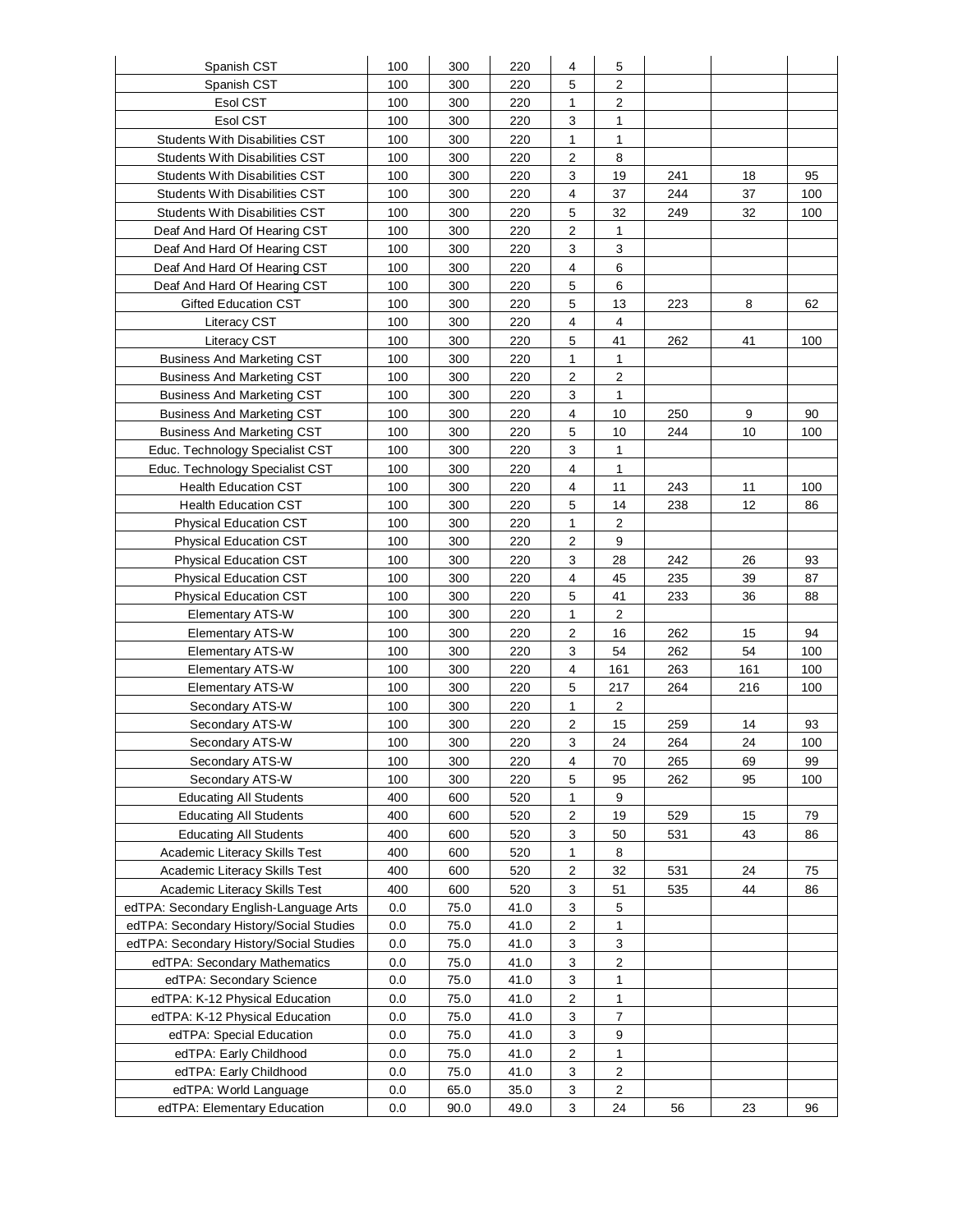| | | | | | | | | |
|---|---|---|---|---|---|---|---|---|
| Spanish CST | 100 | 300 | 220 | 4 | 5 | | | |
| Spanish CST | 100 | 300 | 220 | 5 | 2 | | | |
| Esol CST | 100 | 300 | 220 | 1 | 2 | | | |
| Esol CST | 100 | 300 | 220 | 3 | 1 | | | |
| Students With Disabilities CST | 100 | 300 | 220 | 1 | 1 | | | |
| Students With Disabilities CST | 100 | 300 | 220 | 2 | 8 | | | |
| Students With Disabilities CST | 100 | 300 | 220 | 3 | 19 | 241 | 18 | 95 |
| Students With Disabilities CST | 100 | 300 | 220 | 4 | 37 | 244 | 37 | 100 |
| Students With Disabilities CST | 100 | 300 | 220 | 5 | 32 | 249 | 32 | 100 |
| Deaf And Hard Of Hearing CST | 100 | 300 | 220 | 2 | 1 | | | |
| Deaf And Hard Of Hearing CST | 100 | 300 | 220 | 3 | 3 | | | |
| Deaf And Hard Of Hearing CST | 100 | 300 | 220 | 4 | 6 | | | |
| Deaf And Hard Of Hearing CST | 100 | 300 | 220 | 5 | 6 | | | |
| Gifted Education CST | 100 | 300 | 220 | 5 | 13 | 223 | 8 | 62 |
| Literacy CST | 100 | 300 | 220 | 4 | 4 | | | |
| Literacy CST | 100 | 300 | 220 | 5 | 41 | 262 | 41 | 100 |
| Business And Marketing CST | 100 | 300 | 220 | 1 | 1 | | | |
| Business And Marketing CST | 100 | 300 | 220 | 2 | 2 | | | |
| Business And Marketing CST | 100 | 300 | 220 | 3 | 1 | | | |
| Business And Marketing CST | 100 | 300 | 220 | 4 | 10 | 250 | 9 | 90 |
| Business And Marketing CST | 100 | 300 | 220 | 5 | 10 | 244 | 10 | 100 |
| Educ. Technology Specialist CST | 100 | 300 | 220 | 3 | 1 | | | |
| Educ. Technology Specialist CST | 100 | 300 | 220 | 4 | 1 | | | |
| Health Education CST | 100 | 300 | 220 | 4 | 11 | 243 | 11 | 100 |
| Health Education CST | 100 | 300 | 220 | 5 | 14 | 238 | 12 | 86 |
| Physical Education CST | 100 | 300 | 220 | 1 | 2 | | | |
| Physical Education CST | 100 | 300 | 220 | 2 | 9 | | | |
| Physical Education CST | 100 | 300 | 220 | 3 | 28 | 242 | 26 | 93 |
| Physical Education CST | 100 | 300 | 220 | 4 | 45 | 235 | 39 | 87 |
| Physical Education CST | 100 | 300 | 220 | 5 | 41 | 233 | 36 | 88 |
| Elementary ATS-W | 100 | 300 | 220 | 1 | 2 | | | |
| Elementary ATS-W | 100 | 300 | 220 | 2 | 16 | 262 | 15 | 94 |
| Elementary ATS-W | 100 | 300 | 220 | 3 | 54 | 262 | 54 | 100 |
| Elementary ATS-W | 100 | 300 | 220 | 4 | 161 | 263 | 161 | 100 |
| Elementary ATS-W | 100 | 300 | 220 | 5 | 217 | 264 | 216 | 100 |
| Secondary ATS-W | 100 | 300 | 220 | 1 | 2 | | | |
| Secondary ATS-W | 100 | 300 | 220 | 2 | 15 | 259 | 14 | 93 |
| Secondary ATS-W | 100 | 300 | 220 | 3 | 24 | 264 | 24 | 100 |
| Secondary ATS-W | 100 | 300 | 220 | 4 | 70 | 265 | 69 | 99 |
| Secondary ATS-W | 100 | 300 | 220 | 5 | 95 | 262 | 95 | 100 |
| Educating All Students | 400 | 600 | 520 | 1 | 9 | | | |
| Educating All Students | 400 | 600 | 520 | 2 | 19 | 529 | 15 | 79 |
| Educating All Students | 400 | 600 | 520 | 3 | 50 | 531 | 43 | 86 |
| Academic Literacy Skills Test | 400 | 600 | 520 | 1 | 8 | | | |
| Academic Literacy Skills Test | 400 | 600 | 520 | 2 | 32 | 531 | 24 | 75 |
| Academic Literacy Skills Test | 400 | 600 | 520 | 3 | 51 | 535 | 44 | 86 |
| edTPA: Secondary English-Language Arts | 0.0 | 75.0 | 41.0 | 3 | 5 | | | |
| edTPA: Secondary History/Social Studies | 0.0 | 75.0 | 41.0 | 2 | 1 | | | |
| edTPA: Secondary History/Social Studies | 0.0 | 75.0 | 41.0 | 3 | 3 | | | |
| edTPA: Secondary Mathematics | 0.0 | 75.0 | 41.0 | 3 | 2 | | | |
| edTPA: Secondary Science | 0.0 | 75.0 | 41.0 | 3 | 1 | | | |
| edTPA: K-12 Physical Education | 0.0 | 75.0 | 41.0 | 2 | 1 | | | |
| edTPA: K-12 Physical Education | 0.0 | 75.0 | 41.0 | 3 | 7 | | | |
| edTPA: Special Education | 0.0 | 75.0 | 41.0 | 3 | 9 | | | |
| edTPA: Early Childhood | 0.0 | 75.0 | 41.0 | 2 | 1 | | | |
| edTPA: Early Childhood | 0.0 | 75.0 | 41.0 | 3 | 2 | | | |
| edTPA: World Language | 0.0 | 65.0 | 35.0 | 3 | 2 | | | |
| edTPA: Elementary Education | 0.0 | 90.0 | 49.0 | 3 | 24 | 56 | 23 | 96 |